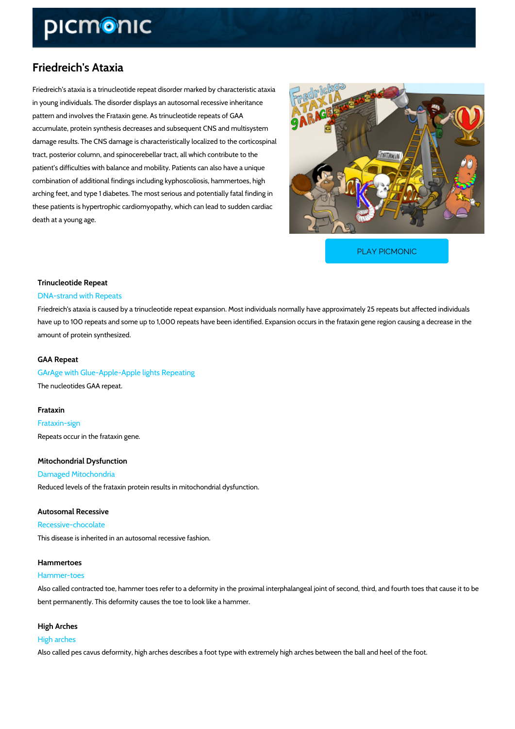# Friedreich's Ataxia

Friedreich's ataxia is a trinucleotide repeat disorder marked by characteristic ataxia in young individuals. The disorder displays an autosomal recessive inheritance pattern and involves the Frataxin gene. As trinucleotide repeats of GAA accumulate, protein synthesis decreases and subsequent CNS and multisystem damage results. The CNS damage is characteristically localized to the corticospinal tract, posterior column, and spinocerebellar tract, all which contribute to the patient's difficulties with balance and mobility. Patients can also have a unique combination of additional findings including kyphoscoliosis, hammertoes, high arching feet, and type 1 diabetes. The most serious and potentially fatal finding in these patients is hypertrophic cardiomyopathy, which can lead to sudden cardiac death at a young age.

PLAY PICMONIC

### Trinucleotide Repeat

DNA-strand with Repeats

Friedreich's ataxia is caused by a trinucleotide repeat expansion. Most individuals normally have approximately 25 repeats but affected individuals have up to 100 repeats and some up to 1,000 repeats have been identified. Expansion occurs in the frataxin gene region causing a decrease in the amount of protein synthesized.

### GAA Repeat

GArAge with Glue-Apple-Apple lights Repeating

The nucleotides GAA repeat.

### Frataxin

Frataxin-sign

Repeats occur in the frataxin gene.

### Mitochondrial Dysfunction

Damaged Mitochondria

Reduced levels of the frataxin protein results in mitochondrial dysfunction.

### Autosomal Recessive

Recessive-chocolate

This disease is inherited in an autosomal recessive fashion.

### Hammertoes

Hammer-toes

Also called contracted toe, hammer toes refer to a deformity in the proximal interphalangeal joint of second, third, and fourth toes that cause it to be bent permanently. This deformity causes the toe to look like a hammer.

### High Arches

High arches

Also called pes cavus deformity, high arches describes a foot type with extremely high arches between the ball and heel of the foot.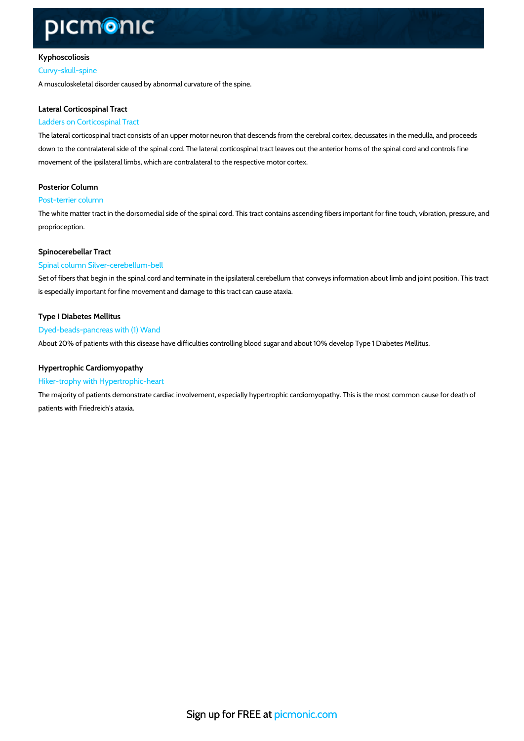**Kyphoscoliosis**

Curvy-skull-spine

A musculoskeletal disorder caused by abnormal curvature of the spine.

**Lateral Corticospinal Tract**

Ladders on Corticospinal Tract

The lateral corticospinal tract consists of an upper motor neuron that descends from the cerebral cortex, decussates in the medulla, and proceeds down to the contralateral side of the spinal cord. The lateral corticospinal tract leaves out the anterior horns of the spinal cord and controls fine movement of the ipsilateral limbs, which are contralateral to the respective motor cortex.

**Posterior Column**

Post-terrier column

The white matter tract in the dorsomedial side of the spinal cord. This tract contains ascending fibers important for fine touch, vibration, pressure, and proprioception.

**Spinocerebellar Tract**

Spinal column Silver-cerebellum-bell

Set of fibers that begin in the spinal cord and terminate in the ipsilateral cerebellum that conveys information about limb and joint position. This tract is especially important for fine movement and damage to this tract can cause ataxia.

**Type I Diabetes Mellitus**

Dyed-beads-pancreas with (1) Wand

About 20% of patients with this disease have difficulties controlling blood sugar and about 10% develop Type 1 Diabetes Mellitus.

**Hypertrophic Cardiomyopathy**

Hiker-trophy with Hypertrophic-heart

The majority of patients demonstrate cardiac involvement, especially hypertrophic cardiomyopathy. This is the most common cause for death of patients with Friedreich's ataxia.